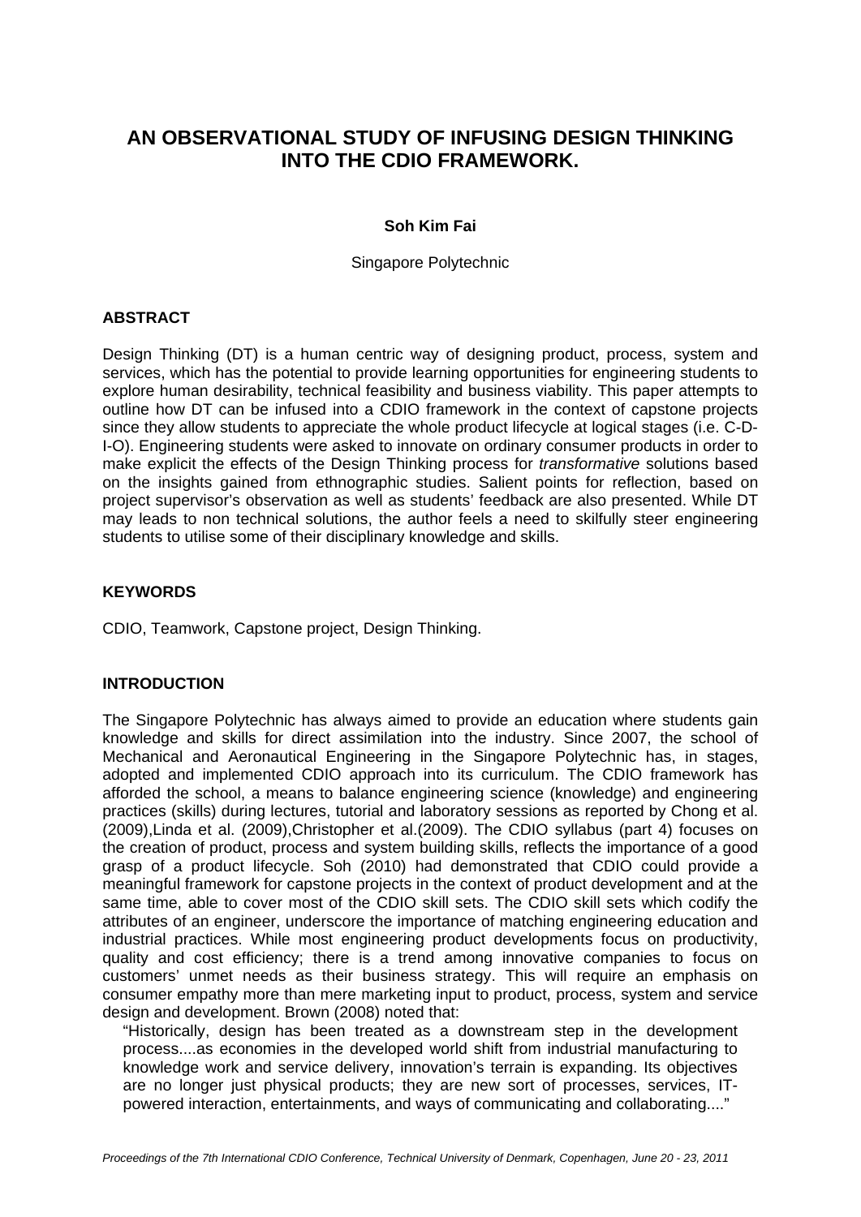# AN OBSERVATIONAL STUDY OF INFUSING DESIGN THINKING INTO THE CDIO FRAMEWORK.

**Soh Kim Fai**

Singapore Polytechnic

## ABSTRACT

Design Thinking (DT) is a human centric way of designing product, process, system and services, which has the potential to provide learning opportunities for engineering students to explore human desirability, technical feasibility and business viability. This paper attempts to outline how DT can be infused into a CDIO framework in the context of capstone projects since they allow students to appreciate the whole product lifecycle at logical stages (i.e. C-D-I-O). Engineering students were asked to innovate on ordinary consumer products in order to make explicit the effects of the Design Thinking process for *transformative* solutions based on the insights gained from ethnographic studies. Salient points for reflection, based on project supervisor's observation as well as students' feedback are also presented. While DT may leads to non technical solutions, the author feels a need to skilfully steer engineering students to utilise some of their disciplinary knowledge and skills.

## KEYWORDS

CDIO, Teamwork, Capstone project, Design Thinking.

## INTRODUCTION

The Singapore Polytechnic has always aimed to provide an education where students gain knowledge and skills for direct assimilation into the industry. Since 2007, the school of Mechanical and Aeronautical Engineering in the Singapore Polytechnic has, in stages, adopted and implemented CDIO approach into its curriculum. The CDIO framework has afforded the school, a means to balance engineering science (knowledge) and engineering practices (skills) during lectures, tutorial and laboratory sessions as reported by Chong et al. (2009),Linda et al. (2009),Christopher et al.(2009). The CDIO syllabus (part 4) focuses on the creation of product, process and system building skills, reflects the importance of a good grasp of a product lifecycle. Soh (2010) had demonstrated that CDIO could provide a meaningful framework for capstone projects in the context of product development and at the same time, able to cover most of the CDIO skill sets. The CDIO skill sets which codify the attributes of an engineer, underscore the importance of matching engineering education and industrial practices. While most engineering product developments focus on productivity, quality and cost efficiency; there is a trend among innovative companies to focus on customers' unmet needs as their business strategy. This will require an emphasis on consumer empathy more than mere marketing input to product, process, system and service design and development. Brown (2008) noted that:

> "Historically, design has been treated as a downstream step in the development process....as economies in the developed world shift from industrial manufacturing to knowledge work and service delivery, innovation's terrain is expanding. Its objectives are no longer just physical products; they are new sort of processes, services, IT-powered interaction, entertainments, and ways of communicating and collaborating...."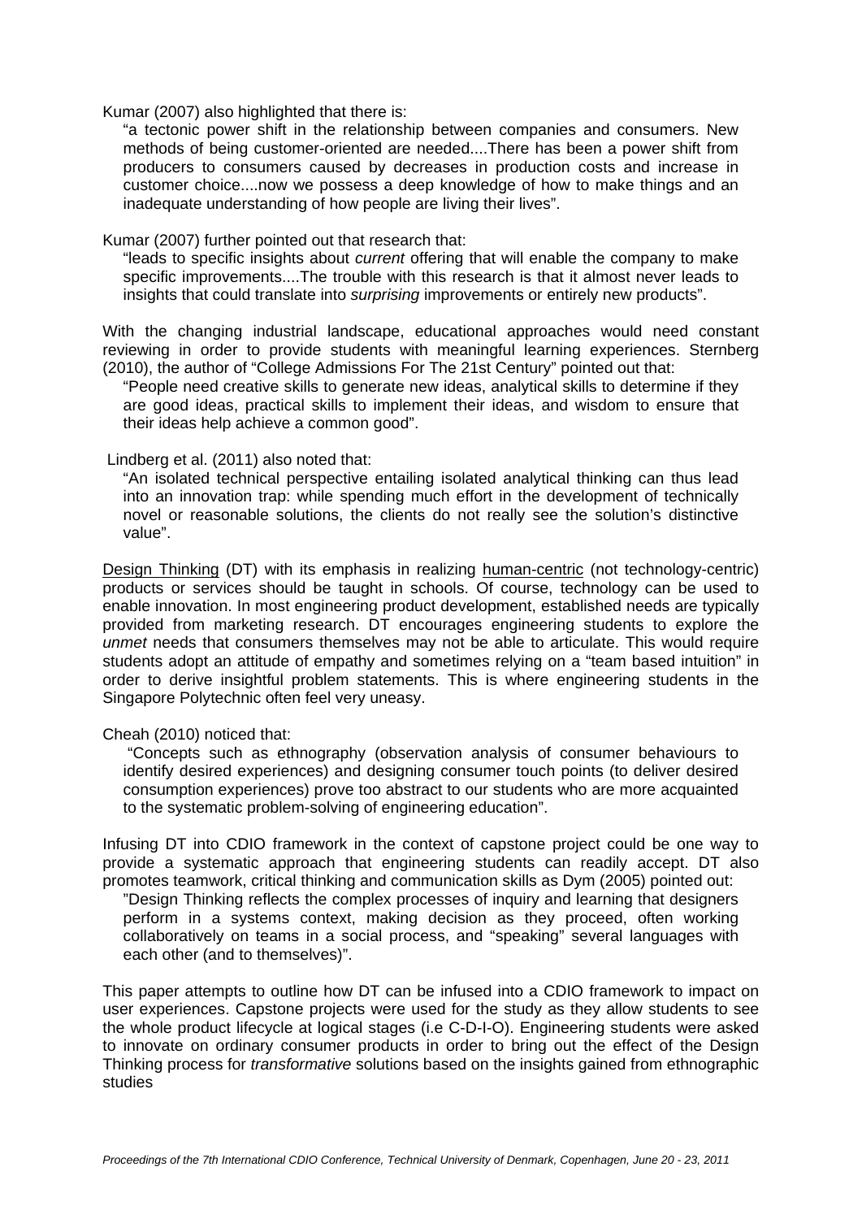Kumar (2007) also highlighted that there is:

> "a tectonic power shift in the relationship between companies and consumers. New methods of being customer-oriented are needed....There has been a power shift from producers to consumers caused by decreases in production costs and increase in customer choice....now we possess a deep knowledge of how to make things and an inadequate understanding of how people are living their lives".

Kumar (2007) further pointed out that research that:

> "leads to specific insights about *current* offering that will enable the company to make specific improvements....The trouble with this research is that it almost never leads to insights that could translate into *surprising* improvements or entirely new products".

With the changing industrial landscape, educational approaches would need constant reviewing in order to provide students with meaningful learning experiences. Sternberg (2010), the author of "College Admissions For The 21st Century" pointed out that:

> "People need creative skills to generate new ideas, analytical skills to determine if they are good ideas, practical skills to implement their ideas, and wisdom to ensure that their ideas help achieve a common good".

Lindberg et al. (2011) also noted that:

> "An isolated technical perspective entailing isolated analytical thinking can thus lead into an innovation trap: while spending much effort in the development of technically novel or reasonable solutions, the clients do not really see the solution's distinctive value".

<u>Design Thinking</u> (DT) with its emphasis in realizing <u>human-centric</u> (not technology-centric) products or services should be taught in schools. Of course, technology can be used to enable innovation. In most engineering product development, established needs are typically provided from marketing research. DT encourages engineering students to explore the *unmet* needs that consumers themselves may not be able to articulate. This would require students adopt an attitude of empathy and sometimes relying on a "team based intuition" in order to derive insightful problem statements. This is where engineering students in the Singapore Polytechnic often feel very uneasy.

Cheah (2010) noticed that:

> "Concepts such as ethnography (observation analysis of consumer behaviours to identify desired experiences) and designing consumer touch points (to deliver desired consumption experiences) prove too abstract to our students who are more acquainted to the systematic problem-solving of engineering education".

Infusing DT into CDIO framework in the context of capstone project could be one way to provide a systematic approach that engineering students can readily accept. DT also promotes teamwork, critical thinking and communication skills as Dym (2005) pointed out:

> "Design Thinking reflects the complex processes of inquiry and learning that designers perform in a systems context, making decision as they proceed, often working collaboratively on teams in a social process, and "speaking" several languages with each other (and to themselves)".

This paper attempts to outline how DT can be infused into a CDIO framework to impact on user experiences. Capstone projects were used for the study as they allow students to see the whole product lifecycle at logical stages (i.e C-D-I-O). Engineering students were asked to innovate on ordinary consumer products in order to bring out the effect of the Design Thinking process for *transformative* solutions based on the insights gained from ethnographic studies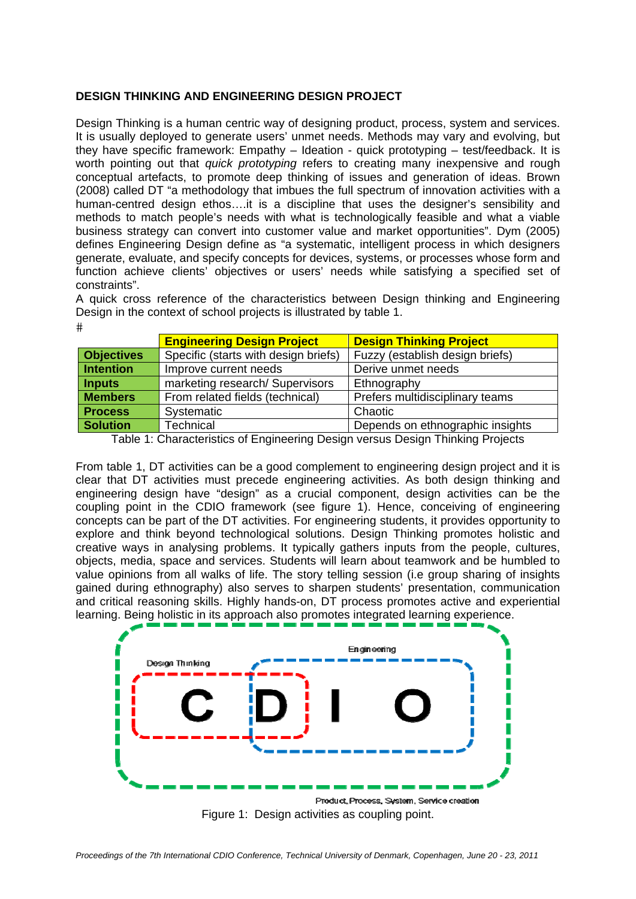## DESIGN THINKING AND ENGINEERING DESIGN PROJECT

Design Thinking is a human centric way of designing product, process, system and services. It is usually deployed to generate users' unmet needs. Methods may vary and evolving, but they have specific framework: Empathy – Ideation - quick prototyping – test/feedback. It is worth pointing out that *quick prototyping* refers to creating many inexpensive and rough conceptual artefacts, to promote deep thinking of issues and generation of ideas. Brown (2008) called DT "a methodology that imbues the full spectrum of innovation activities with a human-centred design ethos….it is a discipline that uses the designer's sensibility and methods to match people's needs with what is technologically feasible and what a viable business strategy can convert into customer value and market opportunities". Dym (2005) defines Engineering Design define as "a systematic, intelligent process in which designers generate, evaluate, and specify concepts for devices, systems, or processes whose form and function achieve clients' objectives or users' needs while satisfying a specified set of constraints".

A quick cross reference of the characteristics between Design thinking and Engineering Design in the context of school projects is illustrated by table 1.

#

| | **Engineering Design Project** | **Design Thinking Project** |
|---|---|---|
| **Objectives** | Specific (starts with design briefs) | Fuzzy (establish design briefs) |
| **Intention** | Improve current needs | Derive unmet needs |
| **Inputs** | marketing research/ Supervisors | Ethnography |
| **Members** | From related fields (technical) | Prefers multidisciplinary teams |
| **Process** | Systematic | Chaotic |
| **Solution** | Technical | Depends on ethnographic insights |

Table 1: Characteristics of Engineering Design versus Design Thinking Projects

From table 1, DT activities can be a good complement to engineering design project and it is clear that DT activities must precede engineering activities. As both design thinking and engineering design have "design" as a crucial component, design activities can be the coupling point in the CDIO framework (see figure 1). Hence, conceiving of engineering concepts can be part of the DT activities. For engineering students, it provides opportunity to explore and think beyond technological solutions. Design Thinking promotes holistic and creative ways in analysing problems. It typically gathers inputs from the people, cultures, objects, media, space and services. Students will learn about teamwork and be humbled to value opinions from all walks of life. The story telling session (i.e group sharing of insights gained during ethnography) also serves to sharpen students' presentation, communication and critical reasoning skills. Highly hands-on, DT process promotes active and experiential learning. Being holistic in its approach also promotes integrated learning experience.

Engineering

Design Thinking

C D I O

Product, Process, System, Service creation

Figure 1: Design activities as coupling point.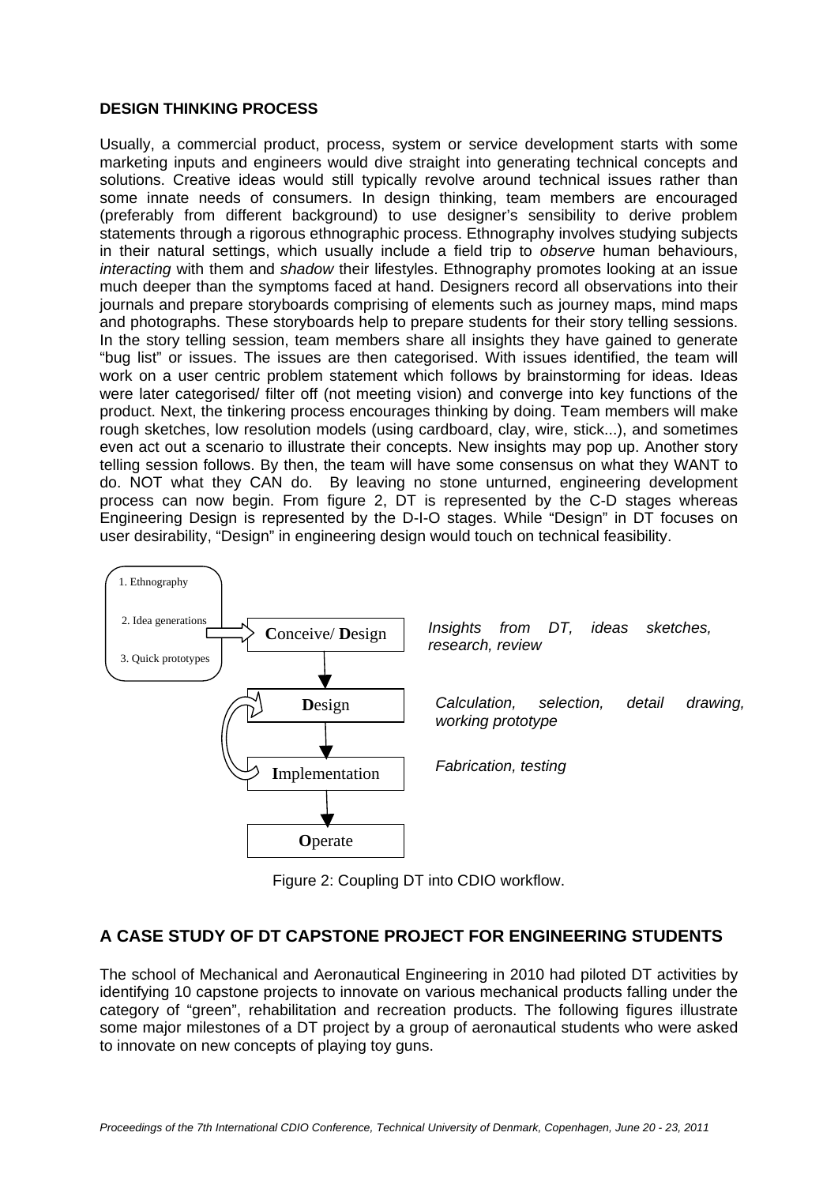## DESIGN THINKING PROCESS

Usually, a commercial product, process, system or service development starts with some marketing inputs and engineers would dive straight into generating technical concepts and solutions. Creative ideas would still typically revolve around technical issues rather than some innate needs of consumers. In design thinking, team members are encouraged (preferably from different background) to use designer's sensibility to derive problem statements through a rigorous ethnographic process. Ethnography involves studying subjects in their natural settings, which usually include a field trip to *observe* human behaviours, *interacting* with them and *shadow* their lifestyles. Ethnography promotes looking at an issue much deeper than the symptoms faced at hand. Designers record all observations into their journals and prepare storyboards comprising of elements such as journey maps, mind maps and photographs. These storyboards help to prepare students for their story telling sessions. In the story telling session, team members share all insights they have gained to generate "bug list" or issues. The issues are then categorised. With issues identified, the team will work on a user centric problem statement which follows by brainstorming for ideas. Ideas were later categorised/ filter off (not meeting vision) and converge into key functions of the product. Next, the tinkering process encourages thinking by doing. Team members will make rough sketches, low resolution models (using cardboard, clay, wire, stick...), and sometimes even act out a scenario to illustrate their concepts. New insights may pop up. Another story telling session follows. By then, the team will have some consensus on what they WANT to do. NOT what they CAN do. By leaving no stone unturned, engineering development process can now begin. From figure 2, DT is represented by the C-D stages whereas Engineering Design is represented by the D-I-O stages. While "Design" in DT focuses on user desirability, "Design" in engineering design would touch on technical feasibility.

1. Ethnography
2. Idea generations
3. Quick prototypes

**C**onceive/ **D**esign — *Insights from DT, ideas sketches, research, review*

**D**esign — *Calculation, selection, detail drawing, working prototype*

**I**mplementation — *Fabrication, testing*

**O**perate

Figure 2: Coupling DT into CDIO workflow.

## A CASE STUDY OF DT CAPSTONE PROJECT FOR ENGINEERING STUDENTS

The school of Mechanical and Aeronautical Engineering in 2010 had piloted DT activities by identifying 10 capstone projects to innovate on various mechanical products falling under the category of "green", rehabilitation and recreation products. The following figures illustrate some major milestones of a DT project by a group of aeronautical students who were asked to innovate on new concepts of playing toy guns.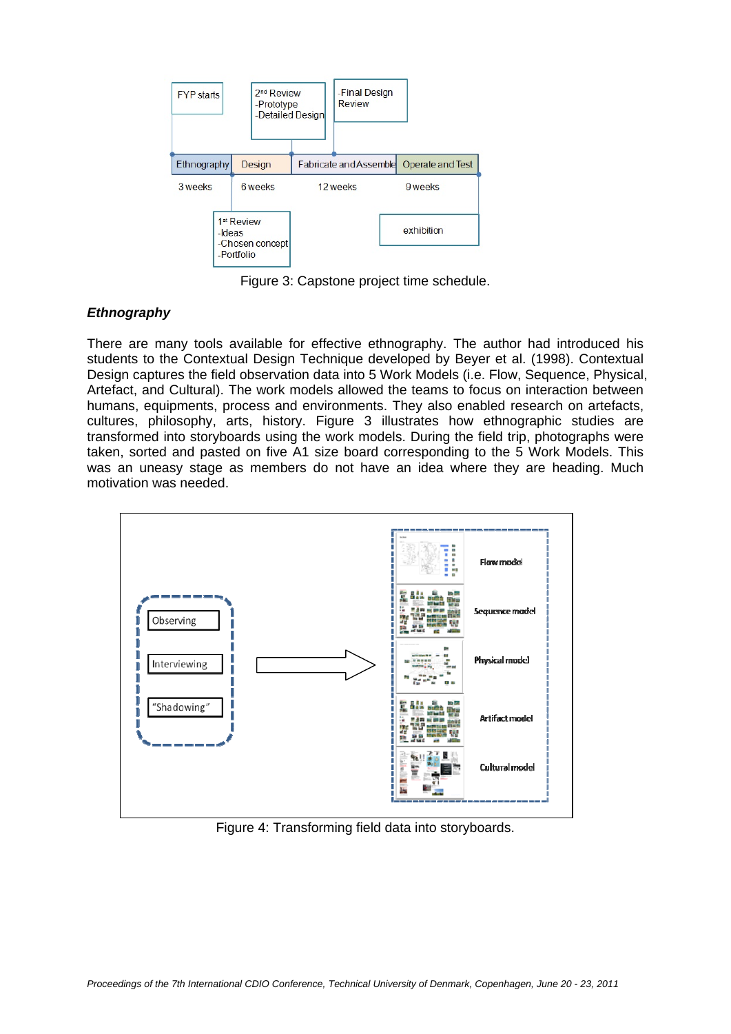Figure 3: Capstone project time schedule.

### *Ethnography*

There are many tools available for effective ethnography. The author had introduced his students to the Contextual Design Technique developed by Beyer et al. (1998). Contextual Design captures the field observation data into 5 Work Models (i.e. Flow, Sequence, Physical, Artefact, and Cultural). The work models allowed the teams to focus on interaction between humans, equipments, process and environments. They also enabled research on artefacts, cultures, philosophy, arts, history. Figure 3 illustrates how ethnographic studies are transformed into storyboards using the work models. During the field trip, photographs were taken, sorted and pasted on five A1 size board corresponding to the 5 Work Models. This was an uneasy stage as members do not have an idea where they are heading. Much motivation was needed.

Figure 4: Transforming field data into storyboards.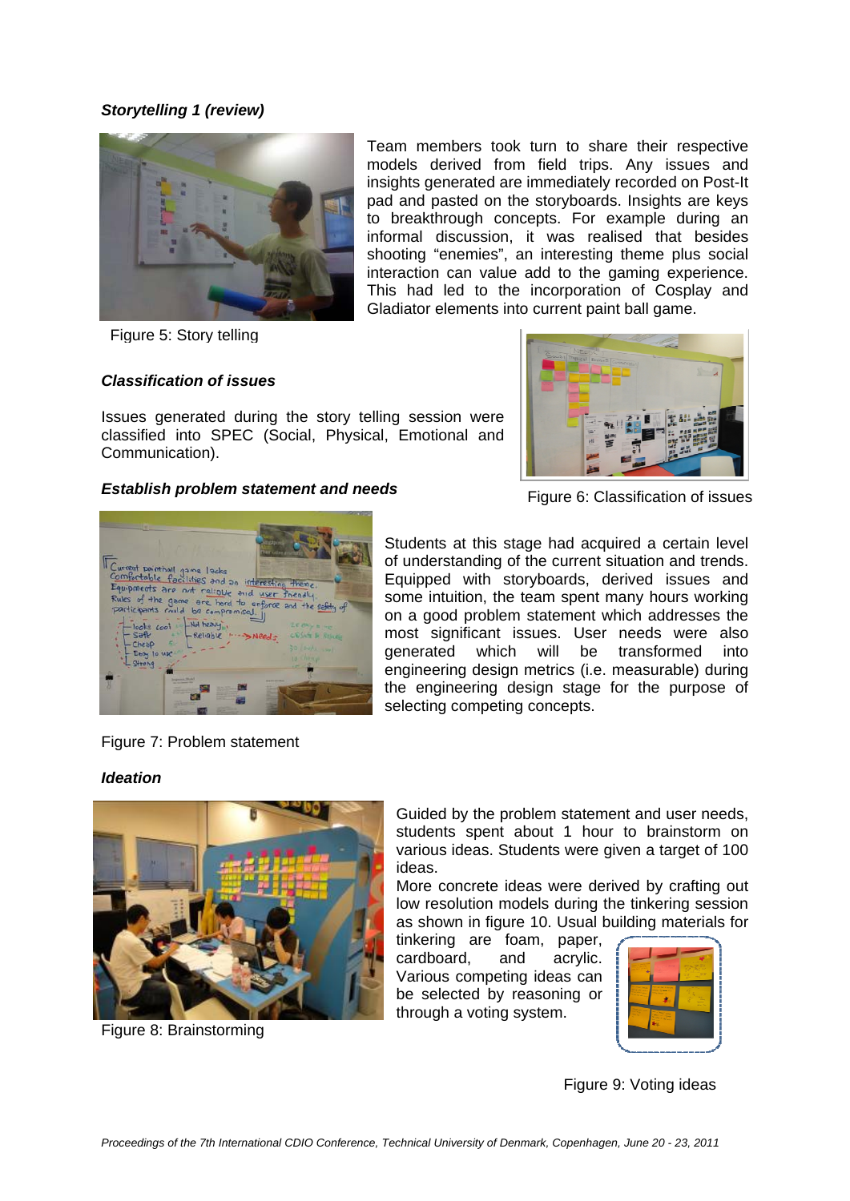***Storytelling 1 (review)***

Team members took turn to share their respective models derived from field trips. Any issues and insights generated are immediately recorded on Post-It pad and pasted on the storyboards. Insights are keys to breakthrough concepts. For example during an informal discussion, it was realised that besides shooting "enemies", an interesting theme plus social interaction can value add to the gaming experience. This had led to the incorporation of Cosplay and Gladiator elements into current paint ball game.

Figure 5: Story telling

***Classification of issues***

Issues generated during the story telling session were classified into SPEC (Social, Physical, Emotional and Communication).

Figure 6: Classification of issues

***Establish problem statement and needs***

Students at this stage had acquired a certain level of understanding of the current situation and trends. Equipped with storyboards, derived issues and some intuition, the team spent many hours working on a good problem statement which addresses the most significant issues. User needs were also generated which will be transformed into engineering design metrics (i.e. measurable) during the engineering design stage for the purpose of selecting competing concepts.

Figure 7: Problem statement

***Ideation***

Guided by the problem statement and user needs, students spent about 1 hour to brainstorm on various ideas. Students were given a target of 100 ideas.

More concrete ideas were derived by crafting out low resolution models during the tinkering session as shown in figure 10. Usual building materials for tinkering are foam, paper, cardboard, and acrylic. Various competing ideas can be selected by reasoning or through a voting system.

Figure 8: Brainstorming

Figure 9: Voting ideas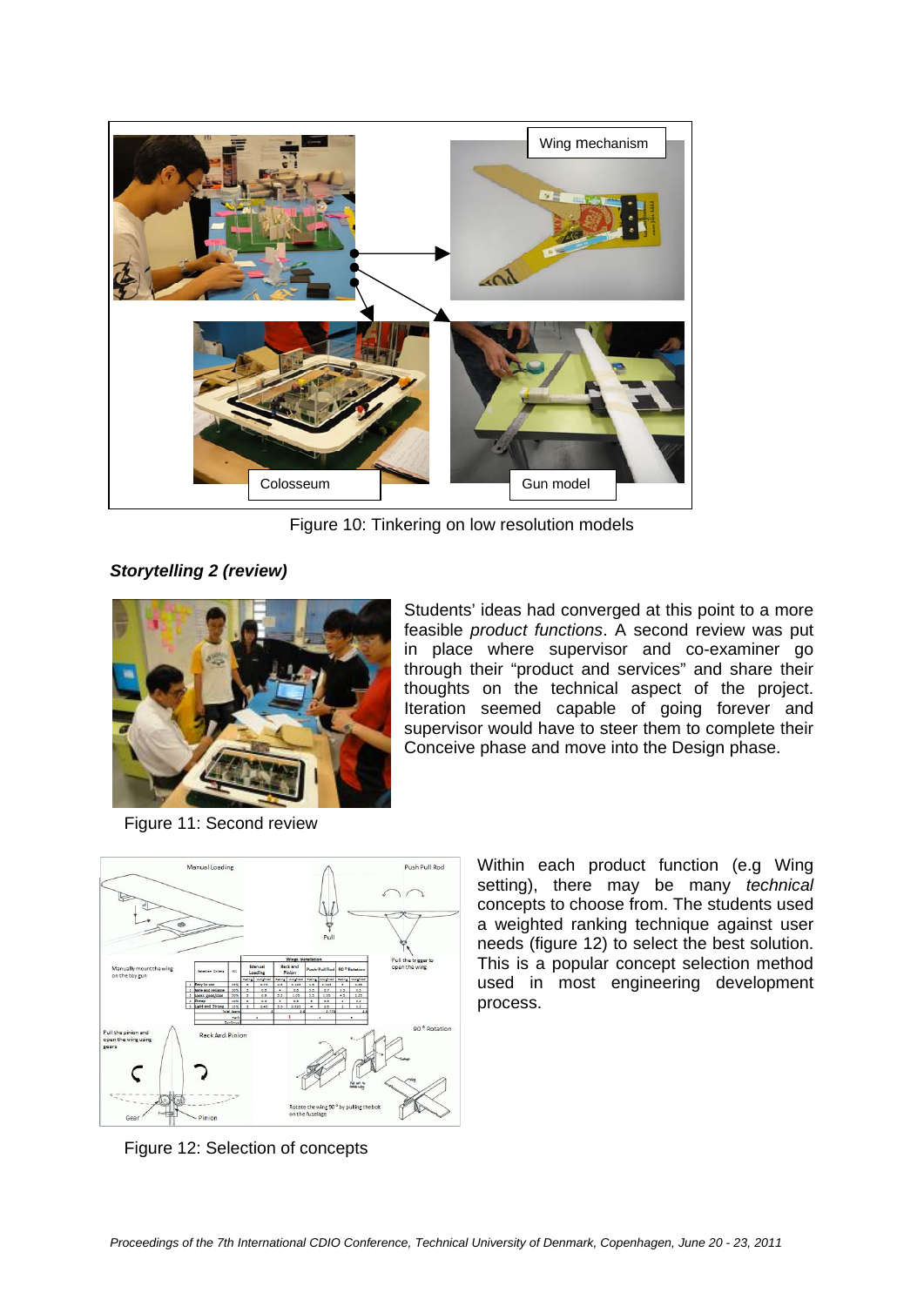Figure 10: Tinkering on low resolution models

***Storytelling 2 (review)***

Students' ideas had converged at this point to a more feasible *product functions*. A second review was put in place where supervisor and co-examiner go through their "product and services" and share their thoughts on the technical aspect of the project. Iteration seemed capable of going forever and supervisor would have to steer them to complete their Conceive phase and move into the Design phase.

Figure 11: Second review

Within each product function (e.g Wing setting), there may be many *technical* concepts to choose from. The students used a weighted ranking technique against user needs (figure 12) to select the best solution. This is a popular concept selection method used in most engineering development process.

Figure 12: Selection of concepts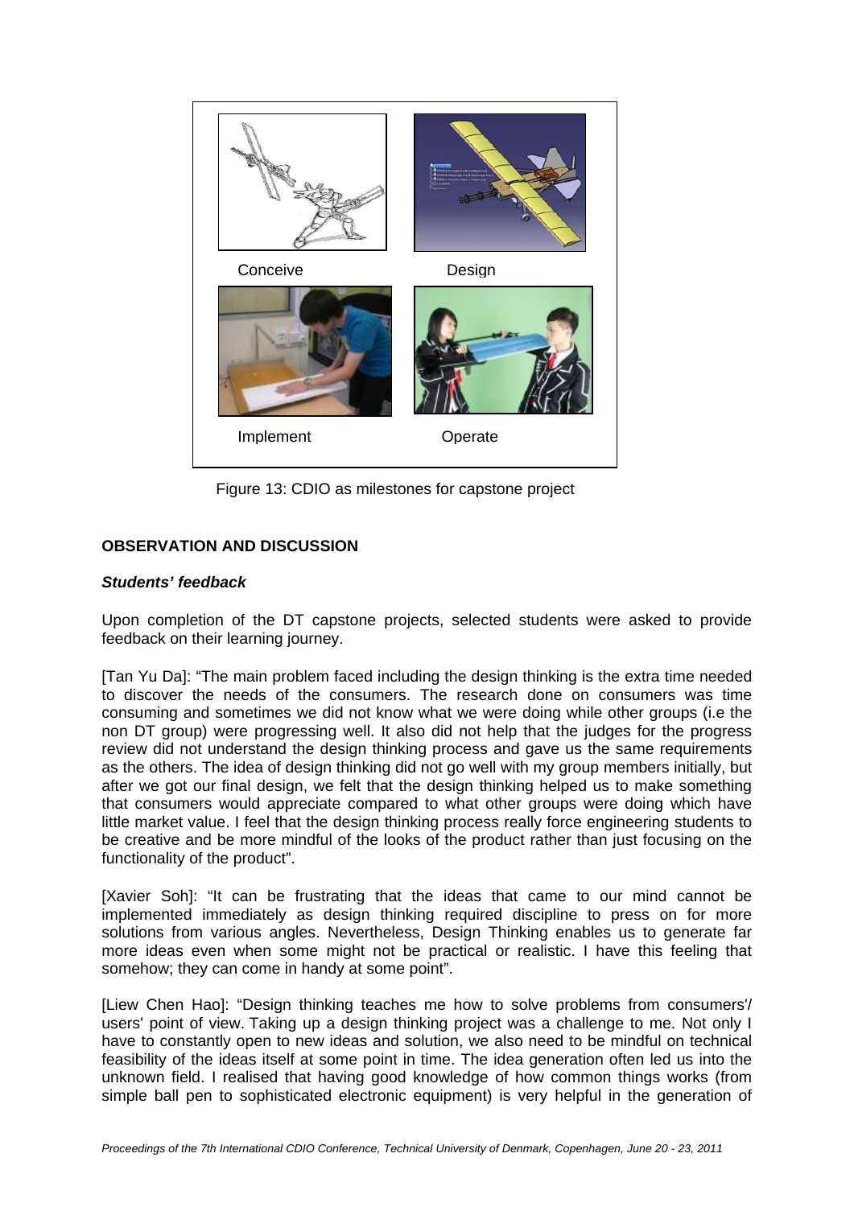Conceive

Design

Implement

Operate

Figure 13: CDIO as milestones for capstone project

## OBSERVATION AND DISCUSSION

### *Students' feedback*

Upon completion of the DT capstone projects, selected students were asked to provide feedback on their learning journey.

[Tan Yu Da]: "The main problem faced including the design thinking is the extra time needed to discover the needs of the consumers. The research done on consumers was time consuming and sometimes we did not know what we were doing while other groups (i.e the non DT group) were progressing well. It also did not help that the judges for the progress review did not understand the design thinking process and gave us the same requirements as the others. The idea of design thinking did not go well with my group members initially, but after we got our final design, we felt that the design thinking helped us to make something that consumers would appreciate compared to what other groups were doing which have little market value. I feel that the design thinking process really force engineering students to be creative and be more mindful of the looks of the product rather than just focusing on the functionality of the product".

[Xavier Soh]: "It can be frustrating that the ideas that came to our mind cannot be implemented immediately as design thinking required discipline to press on for more solutions from various angles. Nevertheless, Design Thinking enables us to generate far more ideas even when some might not be practical or realistic. I have this feeling that somehow; they can come in handy at some point".

[Liew Chen Hao]: "Design thinking teaches me how to solve problems from consumers'/ users' point of view. Taking up a design thinking project was a challenge to me. Not only I have to constantly open to new ideas and solution, we also need to be mindful on technical feasibility of the ideas itself at some point in time. The idea generation often led us into the unknown field. I realised that having good knowledge of how common things works (from simple ball pen to sophisticated electronic equipment) is very helpful in the generation of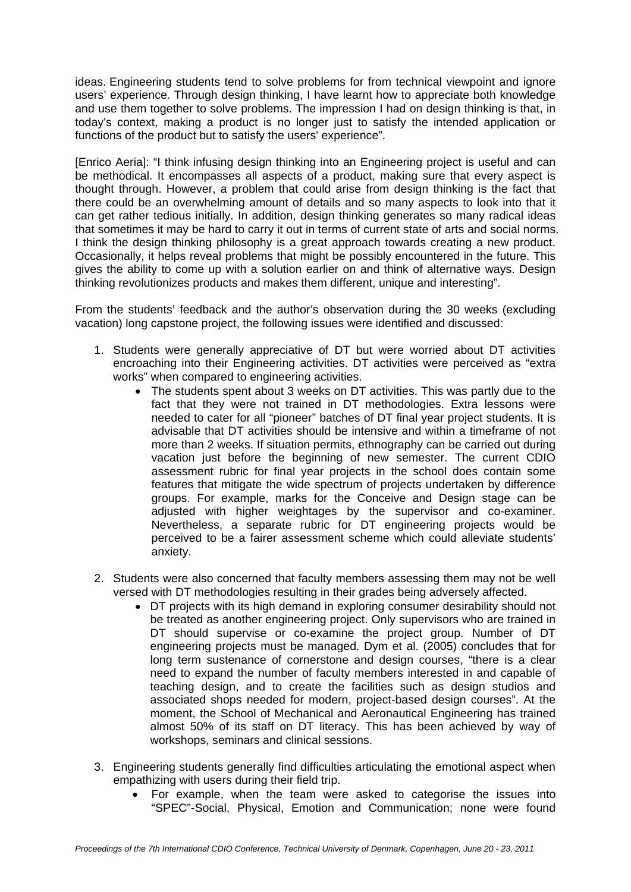ideas. Engineering students tend to solve problems for from technical viewpoint and ignore users' experience. Through design thinking, I have learnt how to appreciate both knowledge and use them together to solve problems. The impression I had on design thinking is that, in today's context, making a product is no longer just to satisfy the intended application or functions of the product but to satisfy the users' experience".

[Enrico Aeria]: "I think infusing design thinking into an Engineering project is useful and can be methodical. It encompasses all aspects of a product, making sure that every aspect is thought through. However, a problem that could arise from design thinking is the fact that there could be an overwhelming amount of details and so many aspects to look into that it can get rather tedious initially. In addition, design thinking generates so many radical ideas that sometimes it may be hard to carry it out in terms of current state of arts and social norms. I think the design thinking philosophy is a great approach towards creating a new product. Occasionally, it helps reveal problems that might be possibly encountered in the future. This gives the ability to come up with a solution earlier on and think of alternative ways. Design thinking revolutionizes products and makes them different, unique and interesting".

From the students' feedback and the author's observation during the 30 weeks (excluding vacation) long capstone project, the following issues were identified and discussed:

1. Students were generally appreciative of DT but were worried about DT activities encroaching into their Engineering activities. DT activities were perceived as "extra works" when compared to engineering activities.
    - The students spent about 3 weeks on DT activities. This was partly due to the fact that they were not trained in DT methodologies. Extra lessons were needed to cater for all "pioneer" batches of DT final year project students. It is advisable that DT activities should be intensive and within a timeframe of not more than 2 weeks. If situation permits, ethnography can be carried out during vacation just before the beginning of new semester. The current CDIO assessment rubric for final year projects in the school does contain some features that mitigate the wide spectrum of projects undertaken by difference groups. For example, marks for the Conceive and Design stage can be adjusted with higher weightages by the supervisor and co-examiner. Nevertheless, a separate rubric for DT engineering projects would be perceived to be a fairer assessment scheme which could alleviate students' anxiety.

2. Students were also concerned that faculty members assessing them may not be well versed with DT methodologies resulting in their grades being adversely affected.
    - DT projects with its high demand in exploring consumer desirability should not be treated as another engineering project. Only supervisors who are trained in DT should supervise or co-examine the project group. Number of DT engineering projects must be managed. Dym et al. (2005) concludes that for long term sustenance of cornerstone and design courses, "there is a clear need to expand the number of faculty members interested in and capable of teaching design, and to create the facilities such as design studios and associated shops needed for modern, project-based design courses". At the moment, the School of Mechanical and Aeronautical Engineering has trained almost 50% of its staff on DT literacy. This has been achieved by way of workshops, seminars and clinical sessions.

3. Engineering students generally find difficulties articulating the emotional aspect when empathizing with users during their field trip.
    - For example, when the team were asked to categorise the issues into "SPEC"-Social, Physical, Emotion and Communication; none were found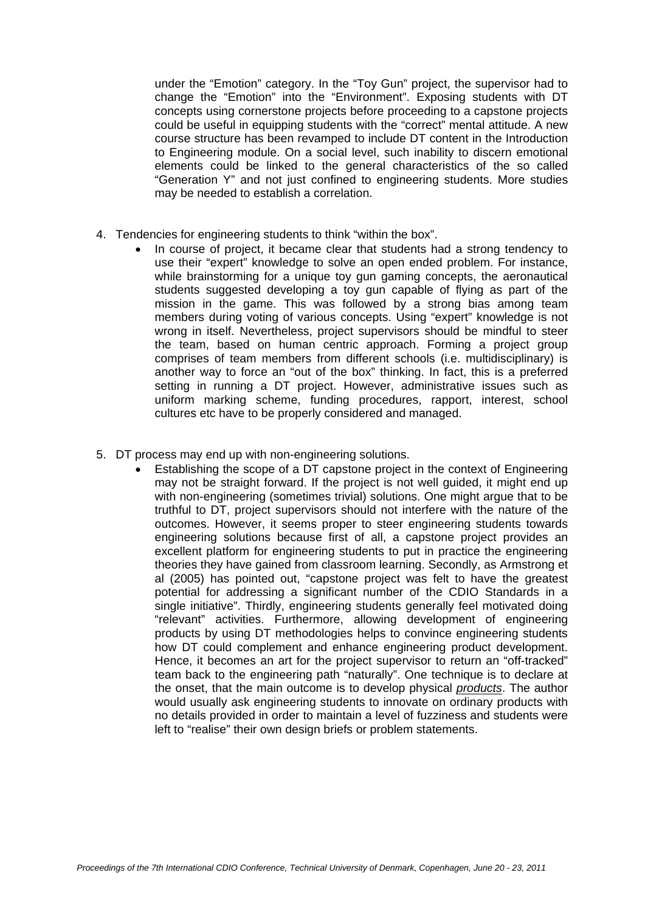under the "Emotion" category. In the "Toy Gun" project, the supervisor had to change the "Emotion" into the "Environment". Exposing students with DT concepts using cornerstone projects before proceeding to a capstone projects could be useful in equipping students with the "correct" mental attitude. A new course structure has been revamped to include DT content in the Introduction to Engineering module. On a social level, such inability to discern emotional elements could be linked to the general characteristics of the so called "Generation Y" and not just confined to engineering students. More studies may be needed to establish a correlation.

4. Tendencies for engineering students to think "within the box".
    - In course of project, it became clear that students had a strong tendency to use their "expert" knowledge to solve an open ended problem. For instance, while brainstorming for a unique toy gun gaming concepts, the aeronautical students suggested developing a toy gun capable of flying as part of the mission in the game. This was followed by a strong bias among team members during voting of various concepts. Using "expert" knowledge is not wrong in itself. Nevertheless, project supervisors should be mindful to steer the team, based on human centric approach. Forming a project group comprises of team members from different schools (i.e. multidisciplinary) is another way to force an "out of the box" thinking. In fact, this is a preferred setting in running a DT project. However, administrative issues such as uniform marking scheme, funding procedures, rapport, interest, school cultures etc have to be properly considered and managed.

5. DT process may end up with non-engineering solutions.
    - Establishing the scope of a DT capstone project in the context of Engineering may not be straight forward. If the project is not well guided, it might end up with non-engineering (sometimes trivial) solutions. One might argue that to be truthful to DT, project supervisors should not interfere with the nature of the outcomes. However, it seems proper to steer engineering students towards engineering solutions because first of all, a capstone project provides an excellent platform for engineering students to put in practice the engineering theories they have gained from classroom learning. Secondly, as Armstrong et al (2005) has pointed out, "capstone project was felt to have the greatest potential for addressing a significant number of the CDIO Standards in a single initiative". Thirdly, engineering students generally feel motivated doing "relevant" activities. Furthermore, allowing development of engineering products by using DT methodologies helps to convince engineering students how DT could complement and enhance engineering product development. Hence, it becomes an art for the project supervisor to return an "off-tracked" team back to the engineering path "naturally". One technique is to declare at the onset, that the main outcome is to develop physical ***products***. The author would usually ask engineering students to innovate on ordinary products with no details provided in order to maintain a level of fuzziness and students were left to "realise" their own design briefs or problem statements.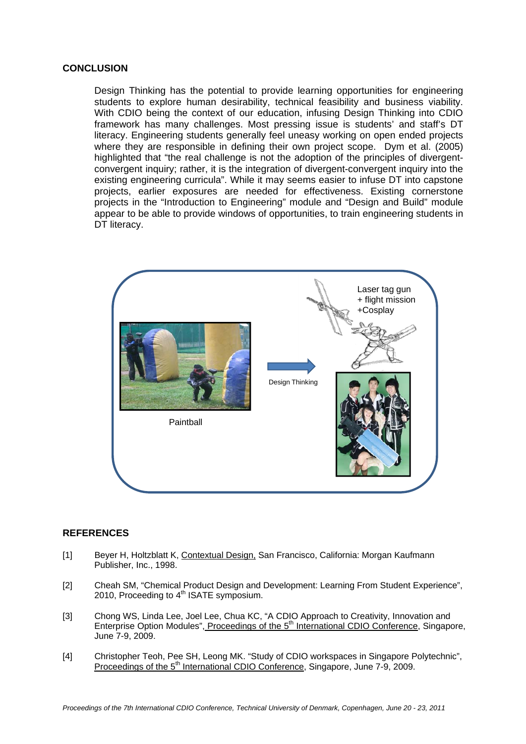## CONCLUSION

Design Thinking has the potential to provide learning opportunities for engineering students to explore human desirability, technical feasibility and business viability. With CDIO being the context of our education, infusing Design Thinking into CDIO framework has many challenges. Most pressing issue is students' and staff's DT literacy. Engineering students generally feel uneasy working on open ended projects where they are responsible in defining their own project scope. Dym et al. (2005) highlighted that "the real challenge is not the adoption of the principles of divergent-convergent inquiry; rather, it is the integration of divergent-convergent inquiry into the existing engineering curricula". While it may seems easier to infuse DT into capstone projects, earlier exposures are needed for effectiveness. Existing cornerstone projects in the "Introduction to Engineering" module and "Design and Build" module appear to be able to provide windows of opportunities, to train engineering students in DT literacy.

Paintball

Design Thinking

Laser tag gun
+ flight mission
+Cosplay

## REFERENCES

[1] Beyer H, Holtzblatt K, Contextual Design, San Francisco, California: Morgan Kaufmann Publisher, Inc., 1998.

[2] Cheah SM, "Chemical Product Design and Development: Learning From Student Experience", 2010, Proceeding to 4th ISATE symposium.

[3] Chong WS, Linda Lee, Joel Lee, Chua KC, "A CDIO Approach to Creativity, Innovation and Enterprise Option Modules", Proceedings of the 5th International CDIO Conference, Singapore, June 7-9, 2009.

[4] Christopher Teoh, Pee SH, Leong MK. "Study of CDIO workspaces in Singapore Polytechnic", Proceedings of the 5th International CDIO Conference, Singapore, June 7-9, 2009.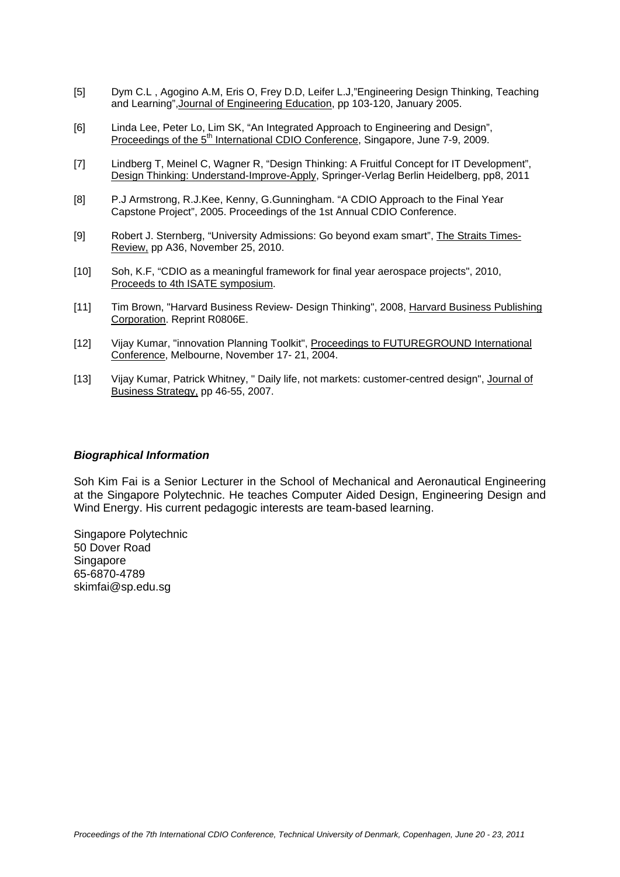[5] Dym C.L , Agogino A.M, Eris O, Frey D.D, Leifer L.J,"Engineering Design Thinking, Teaching and Learning",Journal of Engineering Education, pp 103-120, January 2005.

[6] Linda Lee, Peter Lo, Lim SK, "An Integrated Approach to Engineering and Design", Proceedings of the 5th International CDIO Conference, Singapore, June 7-9, 2009.

[7] Lindberg T, Meinel C, Wagner R, "Design Thinking: A Fruitful Concept for IT Development", Design Thinking: Understand-Improve-Apply, Springer-Verlag Berlin Heidelberg, pp8, 2011

[8] P.J Armstrong, R.J.Kee, Kenny, G.Gunningham. "A CDIO Approach to the Final Year Capstone Project", 2005. Proceedings of the 1st Annual CDIO Conference.

[9] Robert J. Sternberg, "University Admissions: Go beyond exam smart", The Straits Times-Review, pp A36, November 25, 2010.

[10] Soh, K.F, "CDIO as a meaningful framework for final year aerospace projects", 2010, Proceeds to 4th ISATE symposium.

[11] Tim Brown, "Harvard Business Review- Design Thinking", 2008, Harvard Business Publishing Corporation. Reprint R0806E.

[12] Vijay Kumar, "innovation Planning Toolkit", Proceedings to FUTUREGROUND International Conference, Melbourne, November 17- 21, 2004.

[13] Vijay Kumar, Patrick Whitney, " Daily life, not markets: customer-centred design", Journal of Business Strategy, pp 46-55, 2007.

### *Biographical Information*

Soh Kim Fai is a Senior Lecturer in the School of Mechanical and Aeronautical Engineering at the Singapore Polytechnic. He teaches Computer Aided Design, Engineering Design and Wind Energy. His current pedagogic interests are team-based learning.

Singapore Polytechnic
50 Dover Road
Singapore
65-6870-4789
skimfai@sp.edu.sg